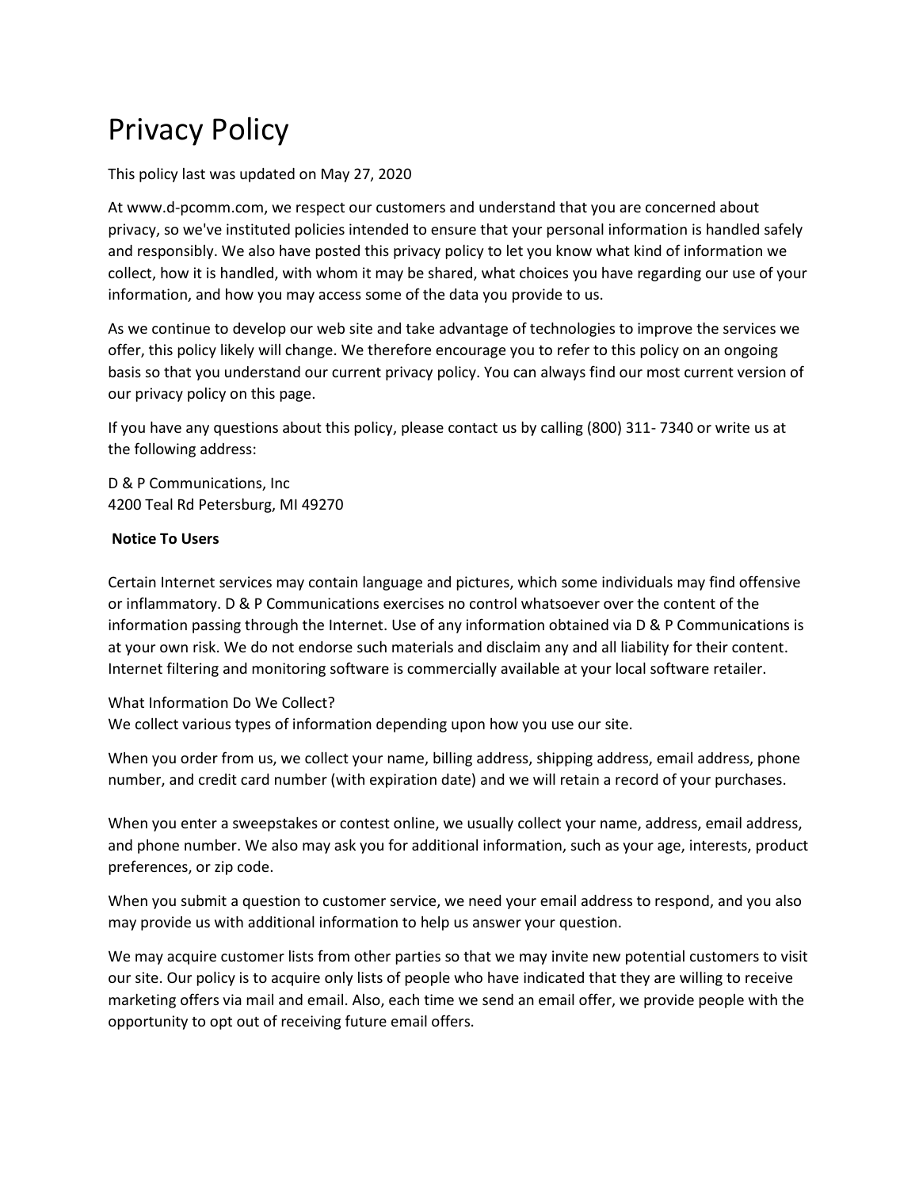# Privacy Policy

This policy last was updated on May 27, 2020

At www.d-pcomm.com, we respect our customers and understand that you are concerned about privacy, so we've instituted policies intended to ensure that your personal information is handled safely and responsibly. We also have posted this privacy policy to let you know what kind of information we collect, how it is handled, with whom it may be shared, what choices you have regarding our use of your information, and how you may access some of the data you provide to us.

As we continue to develop our web site and take advantage of technologies to improve the services we offer, this policy likely will change. We therefore encourage you to refer to this policy on an ongoing basis so that you understand our current privacy policy. You can always find our most current version of our privacy policy on this page.

If you have any questions about this policy, please contact us by calling (800) 311- 7340 or write us at the following address:

D & P Communications, Inc
4200 Teal Rd Petersburg, MI 49270

**Notice To Users**

Certain Internet services may contain language and pictures, which some individuals may find offensive or inflammatory. D & P Communications exercises no control whatsoever over the content of the information passing through the Internet. Use of any information obtained via D & P Communications is at your own risk. We do not endorse such materials and disclaim any and all liability for their content. Internet filtering and monitoring software is commercially available at your local software retailer.

What Information Do We Collect?
We collect various types of information depending upon how you use our site.

When you order from us, we collect your name, billing address, shipping address, email address, phone number, and credit card number (with expiration date) and we will retain a record of your purchases.

When you enter a sweepstakes or contest online, we usually collect your name, address, email address, and phone number. We also may ask you for additional information, such as your age, interests, product preferences, or zip code.

When you submit a question to customer service, we need your email address to respond, and you also may provide us with additional information to help us answer your question.

We may acquire customer lists from other parties so that we may invite new potential customers to visit our site. Our policy is to acquire only lists of people who have indicated that they are willing to receive marketing offers via mail and email. Also, each time we send an email offer, we provide people with the opportunity to opt out of receiving future email offers.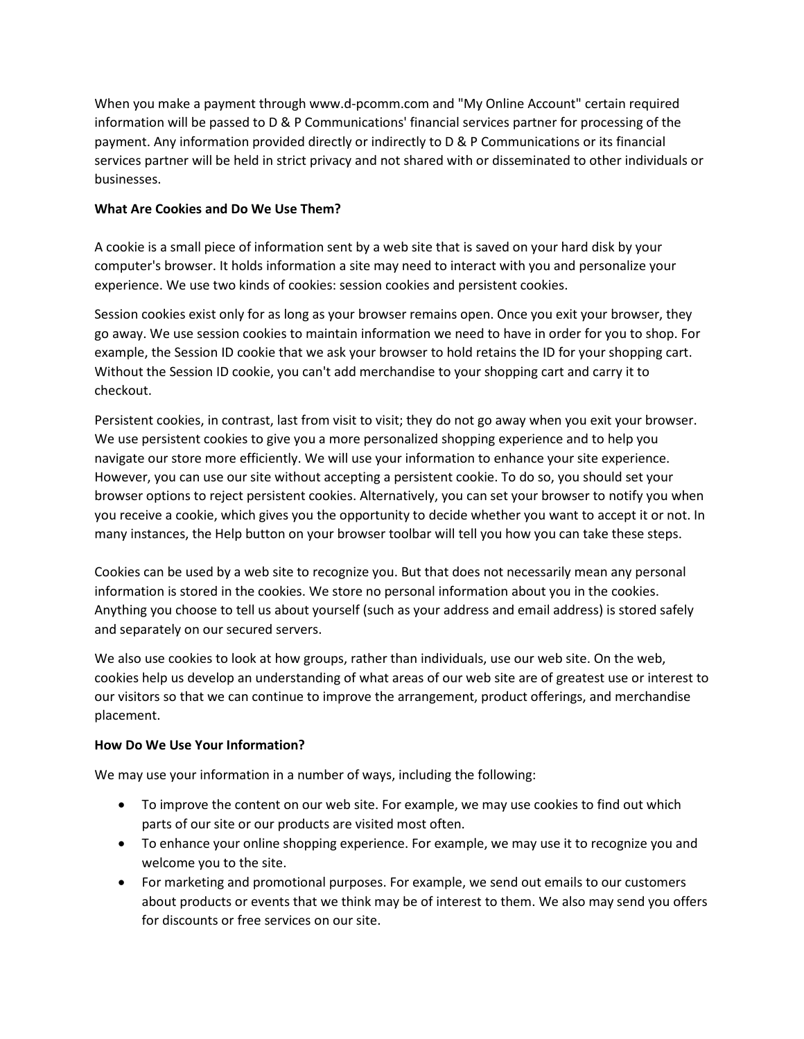When you make a payment through www.d-pcomm.com and "My Online Account" certain required information will be passed to D & P Communications' financial services partner for processing of the payment. Any information provided directly or indirectly to D & P Communications or its financial services partner will be held in strict privacy and not shared with or disseminated to other individuals or businesses.

**What Are Cookies and Do We Use Them?**

A cookie is a small piece of information sent by a web site that is saved on your hard disk by your computer's browser. It holds information a site may need to interact with you and personalize your experience. We use two kinds of cookies: session cookies and persistent cookies.

Session cookies exist only for as long as your browser remains open. Once you exit your browser, they go away. We use session cookies to maintain information we need to have in order for you to shop. For example, the Session ID cookie that we ask your browser to hold retains the ID for your shopping cart. Without the Session ID cookie, you can't add merchandise to your shopping cart and carry it to checkout.

Persistent cookies, in contrast, last from visit to visit; they do not go away when you exit your browser. We use persistent cookies to give you a more personalized shopping experience and to help you navigate our store more efficiently. We will use your information to enhance your site experience. However, you can use our site without accepting a persistent cookie. To do so, you should set your browser options to reject persistent cookies. Alternatively, you can set your browser to notify you when you receive a cookie, which gives you the opportunity to decide whether you want to accept it or not. In many instances, the Help button on your browser toolbar will tell you how you can take these steps.

Cookies can be used by a web site to recognize you. But that does not necessarily mean any personal information is stored in the cookies. We store no personal information about you in the cookies. Anything you choose to tell us about yourself (such as your address and email address) is stored safely and separately on our secured servers.

We also use cookies to look at how groups, rather than individuals, use our web site. On the web, cookies help us develop an understanding of what areas of our web site are of greatest use or interest to our visitors so that we can continue to improve the arrangement, product offerings, and merchandise placement.

**How Do We Use Your Information?**

We may use your information in a number of ways, including the following:

- To improve the content on our web site. For example, we may use cookies to find out which parts of our site or our products are visited most often.
- To enhance your online shopping experience. For example, we may use it to recognize you and welcome you to the site.
- For marketing and promotional purposes. For example, we send out emails to our customers about products or events that we think may be of interest to them. We also may send you offers for discounts or free services on our site.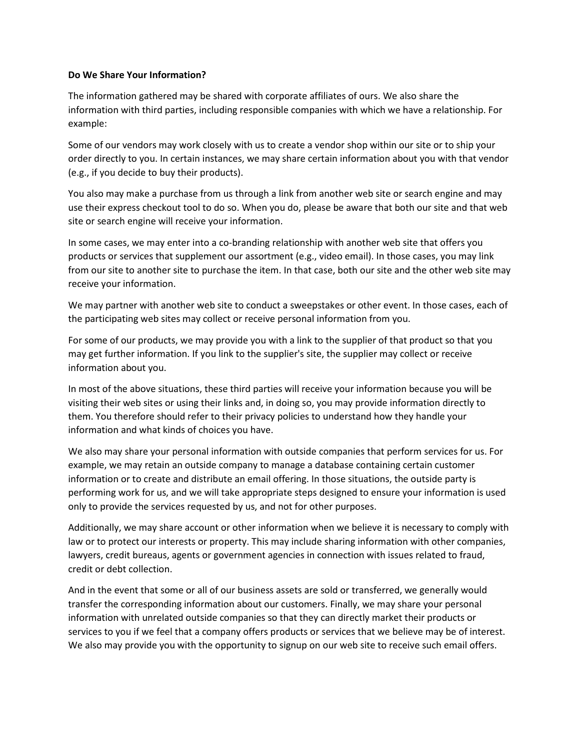**Do We Share Your Information?**

The information gathered may be shared with corporate affiliates of ours. We also share the information with third parties, including responsible companies with which we have a relationship. For example:

Some of our vendors may work closely with us to create a vendor shop within our site or to ship your order directly to you. In certain instances, we may share certain information about you with that vendor (e.g., if you decide to buy their products).

You also may make a purchase from us through a link from another web site or search engine and may use their express checkout tool to do so. When you do, please be aware that both our site and that web site or search engine will receive your information.

In some cases, we may enter into a co-branding relationship with another web site that offers you products or services that supplement our assortment (e.g., video email). In those cases, you may link from our site to another site to purchase the item. In that case, both our site and the other web site may receive your information.

We may partner with another web site to conduct a sweepstakes or other event. In those cases, each of the participating web sites may collect or receive personal information from you.

For some of our products, we may provide you with a link to the supplier of that product so that you may get further information. If you link to the supplier's site, the supplier may collect or receive information about you.

In most of the above situations, these third parties will receive your information because you will be visiting their web sites or using their links and, in doing so, you may provide information directly to them. You therefore should refer to their privacy policies to understand how they handle your information and what kinds of choices you have.

We also may share your personal information with outside companies that perform services for us. For example, we may retain an outside company to manage a database containing certain customer information or to create and distribute an email offering. In those situations, the outside party is performing work for us, and we will take appropriate steps designed to ensure your information is used only to provide the services requested by us, and not for other purposes.

Additionally, we may share account or other information when we believe it is necessary to comply with law or to protect our interests or property. This may include sharing information with other companies, lawyers, credit bureaus, agents or government agencies in connection with issues related to fraud, credit or debt collection.

And in the event that some or all of our business assets are sold or transferred, we generally would transfer the corresponding information about our customers. Finally, we may share your personal information with unrelated outside companies so that they can directly market their products or services to you if we feel that a company offers products or services that we believe may be of interest. We also may provide you with the opportunity to signup on our web site to receive such email offers.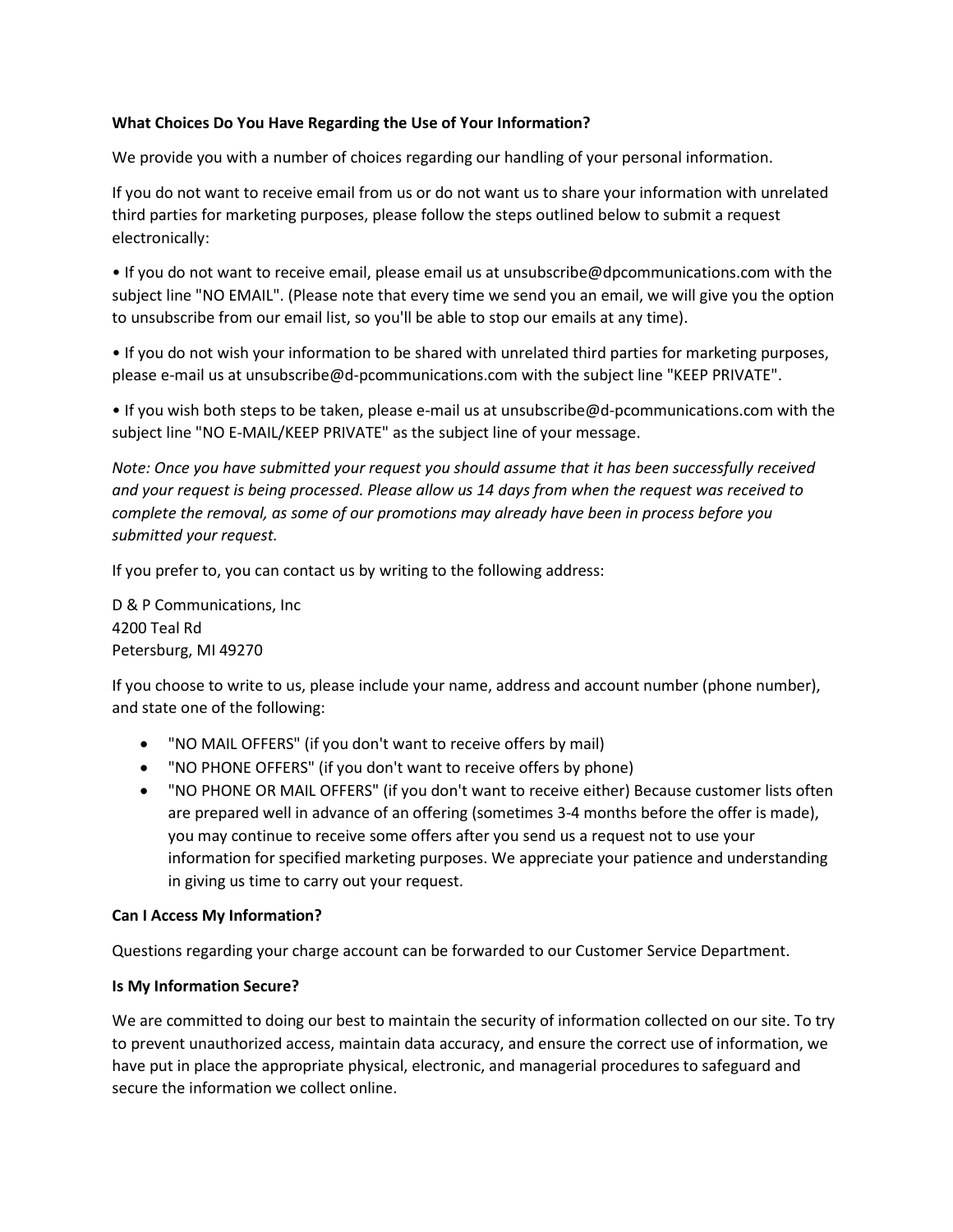**What Choices Do You Have Regarding the Use of Your Information?**

We provide you with a number of choices regarding our handling of your personal information.

If you do not want to receive email from us or do not want us to share your information with unrelated third parties for marketing purposes, please follow the steps outlined below to submit a request electronically:

• If you do not want to receive email, please email us at unsubscribe@dpcommunications.com with the subject line "NO EMAIL". (Please note that every time we send you an email, we will give you the option to unsubscribe from our email list, so you'll be able to stop our emails at any time).

• If you do not wish your information to be shared with unrelated third parties for marketing purposes, please e-mail us at unsubscribe@d-pcommunications.com with the subject line "KEEP PRIVATE".

• If you wish both steps to be taken, please e-mail us at unsubscribe@d-pcommunications.com with the subject line "NO E-MAIL/KEEP PRIVATE" as the subject line of your message.

*Note: Once you have submitted your request you should assume that it has been successfully received and your request is being processed. Please allow us 14 days from when the request was received to complete the removal, as some of our promotions may already have been in process before you submitted your request.*

If you prefer to, you can contact us by writing to the following address:

D & P Communications, Inc  
4200 Teal Rd  
Petersburg, MI 49270

If you choose to write to us, please include your name, address and account number (phone number), and state one of the following:

- "NO MAIL OFFERS" (if you don't want to receive offers by mail)
- "NO PHONE OFFERS" (if you don't want to receive offers by phone)
- "NO PHONE OR MAIL OFFERS" (if you don't want to receive either) Because customer lists often are prepared well in advance of an offering (sometimes 3-4 months before the offer is made), you may continue to receive some offers after you send us a request not to use your information for specified marketing purposes. We appreciate your patience and understanding in giving us time to carry out your request.

**Can I Access My Information?**

Questions regarding your charge account can be forwarded to our Customer Service Department.

**Is My Information Secure?**

We are committed to doing our best to maintain the security of information collected on our site. To try to prevent unauthorized access, maintain data accuracy, and ensure the correct use of information, we have put in place the appropriate physical, electronic, and managerial procedures to safeguard and secure the information we collect online.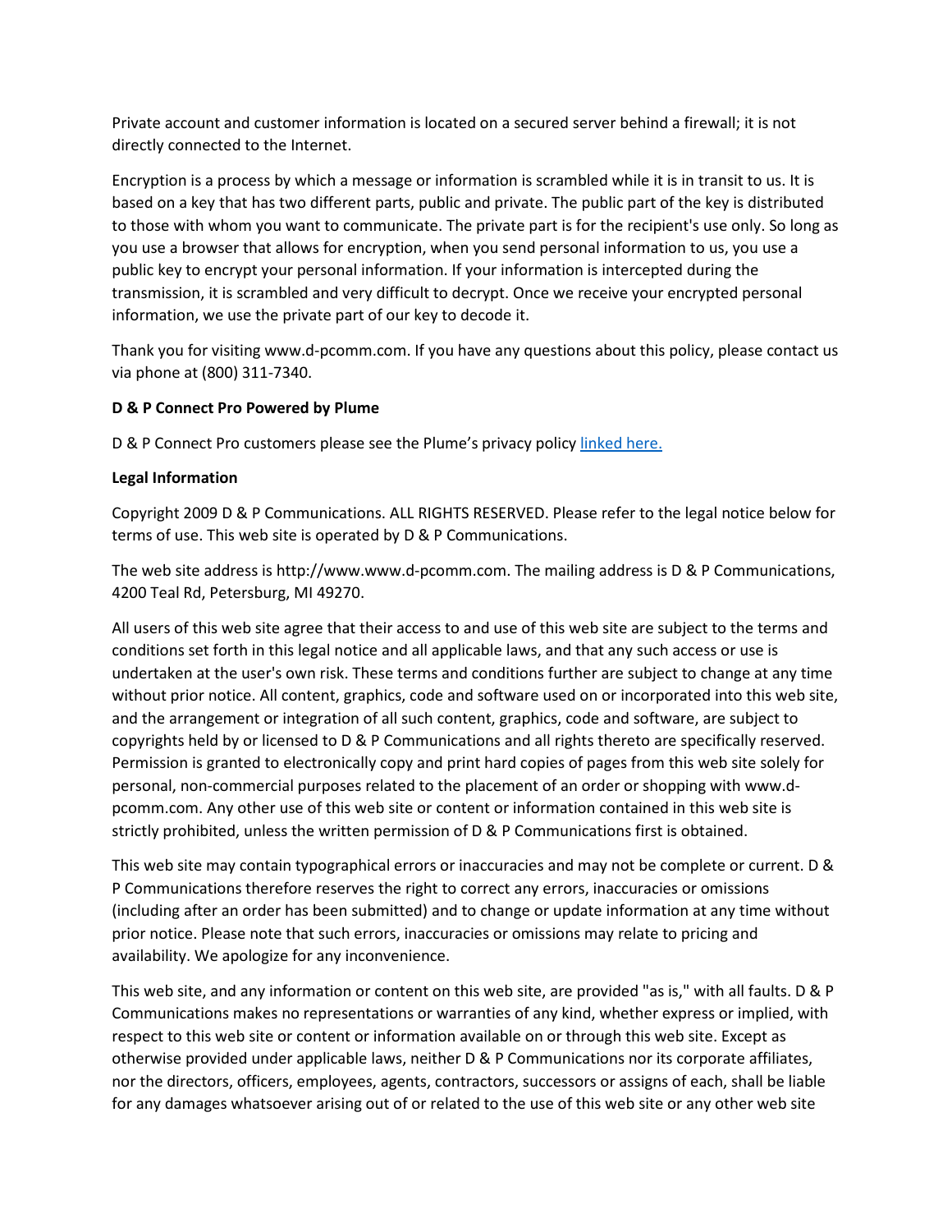Private account and customer information is located on a secured server behind a firewall; it is not directly connected to the Internet.

Encryption is a process by which a message or information is scrambled while it is in transit to us. It is based on a key that has two different parts, public and private. The public part of the key is distributed to those with whom you want to communicate. The private part is for the recipient's use only. So long as you use a browser that allows for encryption, when you send personal information to us, you use a public key to encrypt your personal information. If your information is intercepted during the transmission, it is scrambled and very difficult to decrypt. Once we receive your encrypted personal information, we use the private part of our key to decode it.

Thank you for visiting www.d-pcomm.com. If you have any questions about this policy, please contact us via phone at (800) 311-7340.

**D & P Connect Pro Powered by Plume**

D & P Connect Pro customers please see the Plume's privacy policy linked here.

**Legal Information**

Copyright 2009 D & P Communications. ALL RIGHTS RESERVED. Please refer to the legal notice below for terms of use. This web site is operated by D & P Communications.

The web site address is http://www.www.d-pcomm.com. The mailing address is D & P Communications, 4200 Teal Rd, Petersburg, MI 49270.

All users of this web site agree that their access to and use of this web site are subject to the terms and conditions set forth in this legal notice and all applicable laws, and that any such access or use is undertaken at the user's own risk. These terms and conditions further are subject to change at any time without prior notice. All content, graphics, code and software used on or incorporated into this web site, and the arrangement or integration of all such content, graphics, code and software, are subject to copyrights held by or licensed to D & P Communications and all rights thereto are specifically reserved. Permission is granted to electronically copy and print hard copies of pages from this web site solely for personal, non-commercial purposes related to the placement of an order or shopping with www.d-pcomm.com. Any other use of this web site or content or information contained in this web site is strictly prohibited, unless the written permission of D & P Communications first is obtained.

This web site may contain typographical errors or inaccuracies and may not be complete or current. D & P Communications therefore reserves the right to correct any errors, inaccuracies or omissions (including after an order has been submitted) and to change or update information at any time without prior notice. Please note that such errors, inaccuracies or omissions may relate to pricing and availability. We apologize for any inconvenience.

This web site, and any information or content on this web site, are provided "as is," with all faults. D & P Communications makes no representations or warranties of any kind, whether express or implied, with respect to this web site or content or information available on or through this web site. Except as otherwise provided under applicable laws, neither D & P Communications nor its corporate affiliates, nor the directors, officers, employees, agents, contractors, successors or assigns of each, shall be liable for any damages whatsoever arising out of or related to the use of this web site or any other web site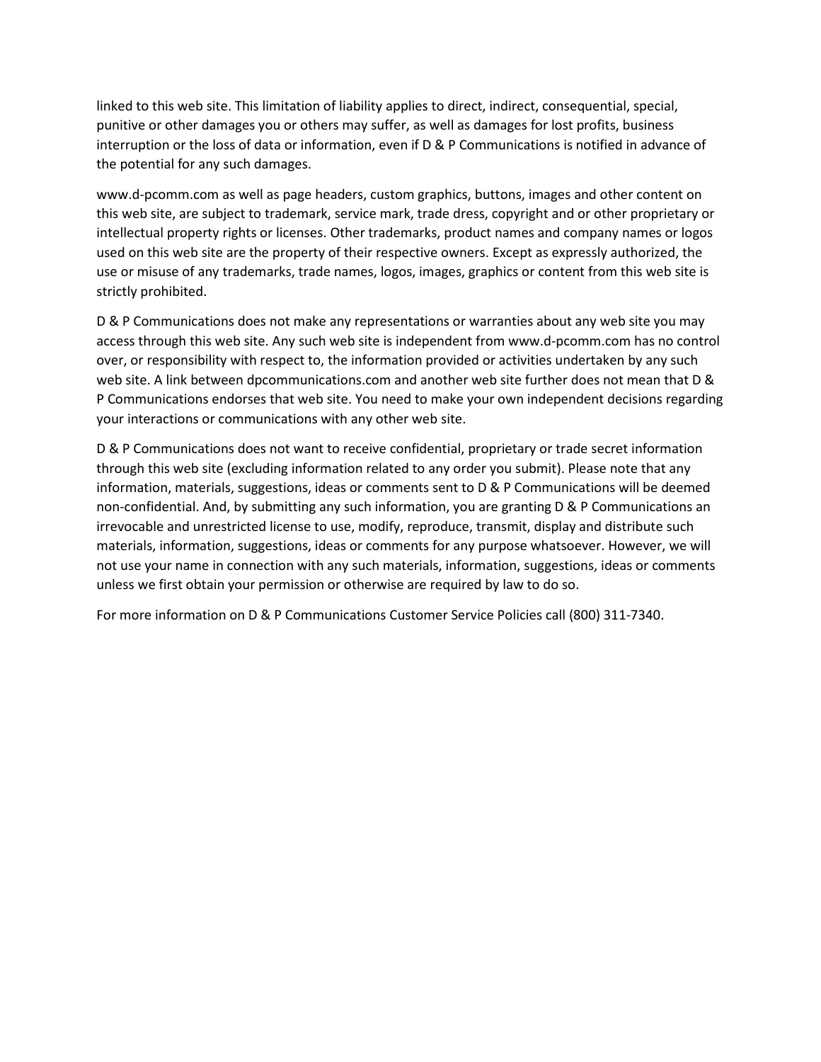linked to this web site. This limitation of liability applies to direct, indirect, consequential, special, punitive or other damages you or others may suffer, as well as damages for lost profits, business interruption or the loss of data or information, even if D & P Communications is notified in advance of the potential for any such damages.

www.d-pcomm.com as well as page headers, custom graphics, buttons, images and other content on this web site, are subject to trademark, service mark, trade dress, copyright and or other proprietary or intellectual property rights or licenses. Other trademarks, product names and company names or logos used on this web site are the property of their respective owners. Except as expressly authorized, the use or misuse of any trademarks, trade names, logos, images, graphics or content from this web site is strictly prohibited.

D & P Communications does not make any representations or warranties about any web site you may access through this web site. Any such web site is independent from www.d-pcomm.com has no control over, or responsibility with respect to, the information provided or activities undertaken by any such web site. A link between dpcommunications.com and another web site further does not mean that D & P Communications endorses that web site. You need to make your own independent decisions regarding your interactions or communications with any other web site.

D & P Communications does not want to receive confidential, proprietary or trade secret information through this web site (excluding information related to any order you submit). Please note that any information, materials, suggestions, ideas or comments sent to D & P Communications will be deemed non-confidential. And, by submitting any such information, you are granting D & P Communications an irrevocable and unrestricted license to use, modify, reproduce, transmit, display and distribute such materials, information, suggestions, ideas or comments for any purpose whatsoever. However, we will not use your name in connection with any such materials, information, suggestions, ideas or comments unless we first obtain your permission or otherwise are required by law to do so.

For more information on D & P Communications Customer Service Policies call (800) 311-7340.